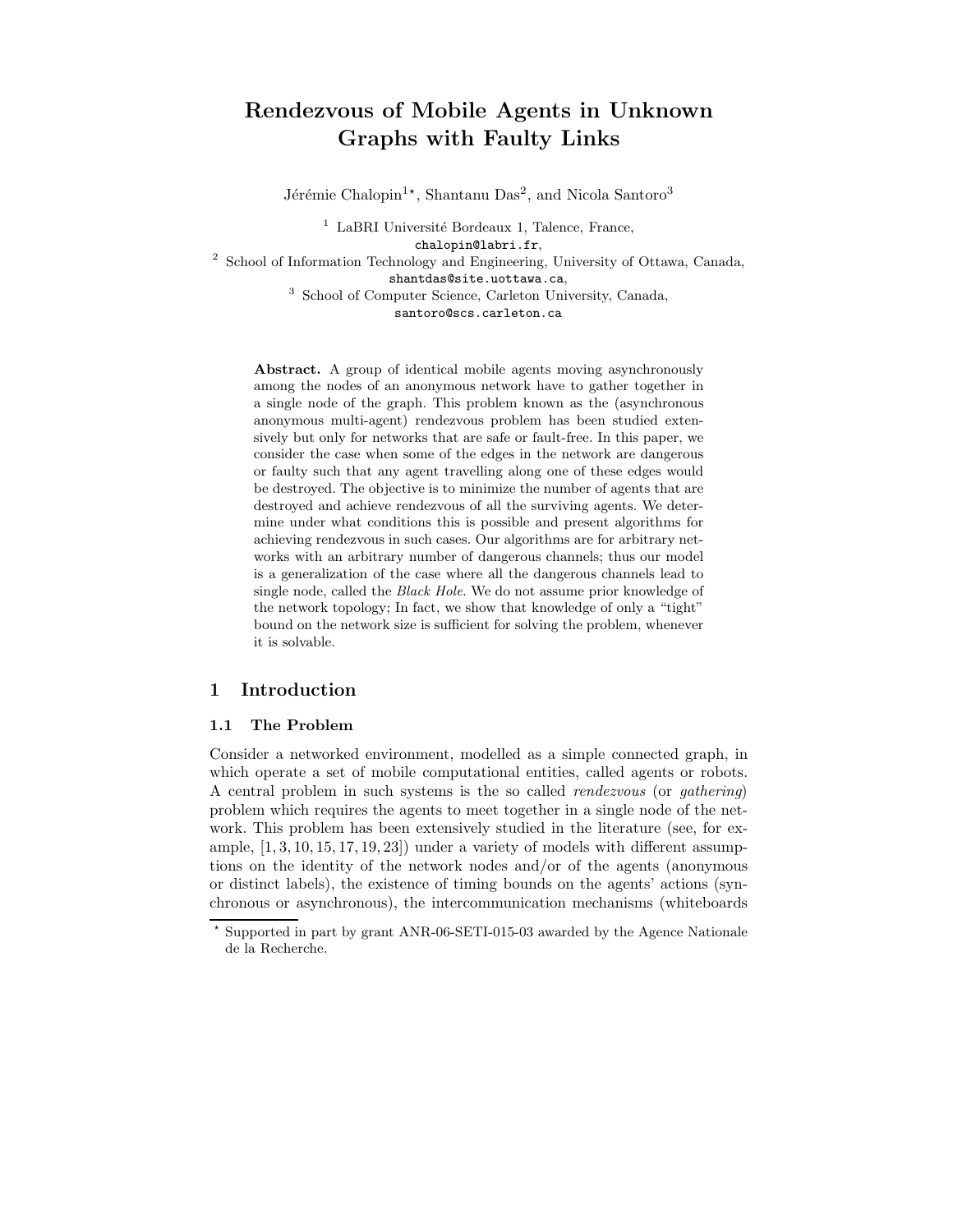# Rendezvous of Mobile Agents in Unknown Graphs with Faulty Links

Jérémie Chalopin[1*], Shantanu Das[2], and Nicola Santoro[3]

[1] LaBRI Université Bordeaux 1, Talence, France,
chalopin@labri.fr,

[2] School of Information Technology and Engineering, University of Ottawa, Canada,
shantdas@site.uottawa.ca,

[3] School of Computer Science, Carleton University, Canada,
santoro@scs.carleton.ca

**Abstract.** A group of identical mobile agents moving asynchronously among the nodes of an anonymous network have to gather together in a single node of the graph. This problem known as the (asynchronous anonymous multi-agent) rendezvous problem has been studied extensively but only for networks that are safe or fault-free. In this paper, we consider the case when some of the edges in the network are dangerous or faulty such that any agent travelling along one of these edges would be destroyed. The objective is to minimize the number of agents that are destroyed and achieve rendezvous of all the surviving agents. We determine under what conditions this is possible and present algorithms for achieving rendezvous in such cases. Our algorithms are for arbitrary networks with an arbitrary number of dangerous channels; thus our model is a generalization of the case where all the dangerous channels lead to single node, called the *Black Hole*. We do not assume prior knowledge of the network topology; In fact, we show that knowledge of only a "tight" bound on the network size is sufficient for solving the problem, whenever it is solvable.

## 1 Introduction

### 1.1 The Problem

Consider a networked environment, modelled as a simple connected graph, in which operate a set of mobile computational entities, called agents or robots. A central problem in such systems is the so called *rendezvous* (or *gathering*) problem which requires the agents to meet together in a single node of the network. This problem has been extensively studied in the literature (see, for example, [1, 3, 10, 15, 17, 19, 23]) under a variety of models with different assumptions on the identity of the network nodes and/or of the agents (anonymous or distinct labels), the existence of timing bounds on the agents' actions (synchronous or asynchronous), the intercommunication mechanisms (whiteboards

* Supported in part by grant ANR-06-SETI-015-03 awarded by the Agence Nationale de la Recherche.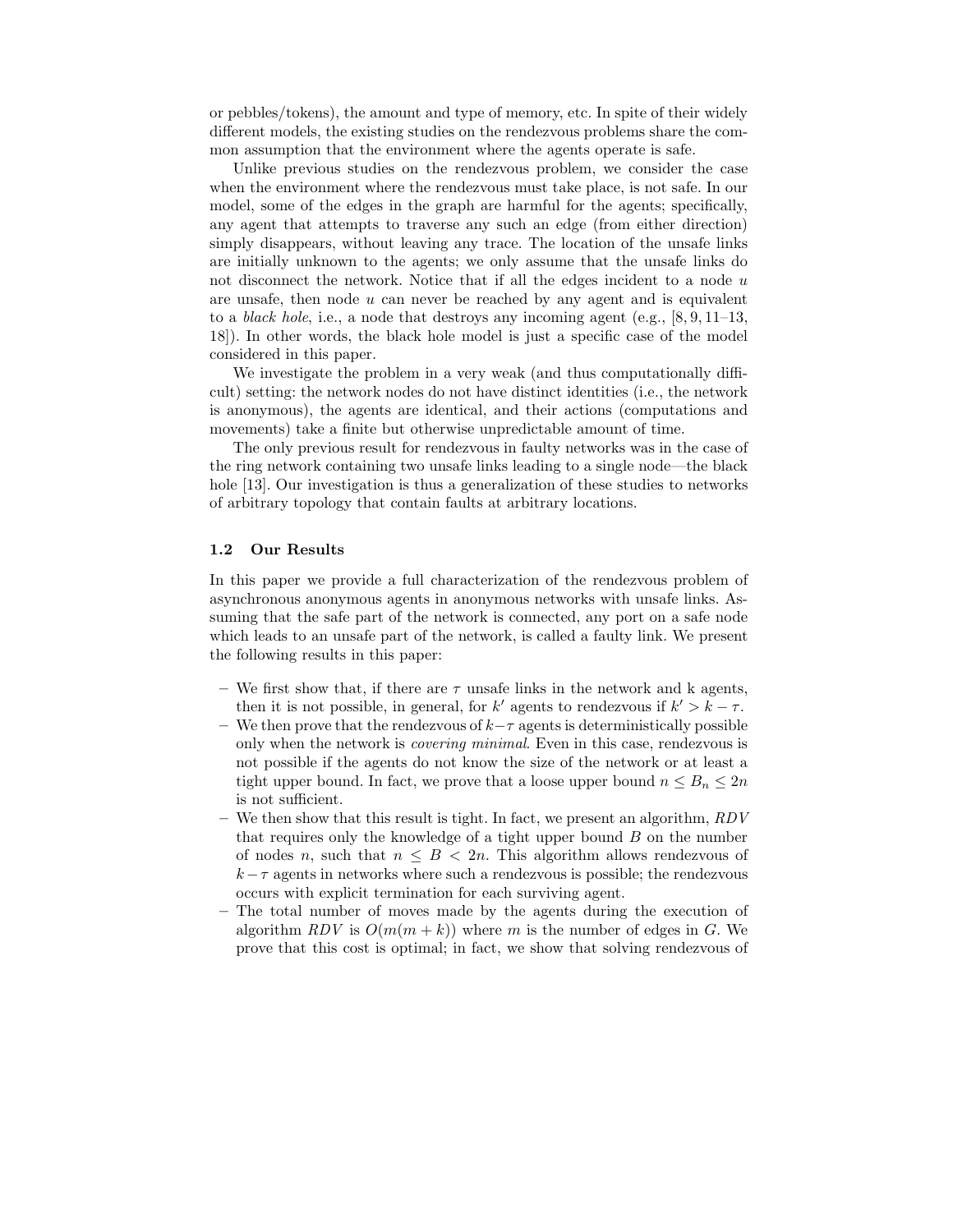or pebbles/tokens), the amount and type of memory, etc. In spite of their widely different models, the existing studies on the rendezvous problems share the common assumption that the environment where the agents operate is safe.

Unlike previous studies on the rendezvous problem, we consider the case when the environment where the rendezvous must take place, is not safe. In our model, some of the edges in the graph are harmful for the agents; specifically, any agent that attempts to traverse any such an edge (from either direction) simply disappears, without leaving any trace. The location of the unsafe links are initially unknown to the agents; we only assume that the unsafe links do not disconnect the network. Notice that if all the edges incident to a node $u$ are unsafe, then node $u$ can never be reached by any agent and is equivalent to a *black hole*, i.e., a node that destroys any incoming agent (e.g., [8, 9, 11–13, 18]). In other words, the black hole model is just a specific case of the model considered in this paper.

We investigate the problem in a very weak (and thus computationally difficult) setting: the network nodes do not have distinct identities (i.e., the network is anonymous), the agents are identical, and their actions (computations and movements) take a finite but otherwise unpredictable amount of time.

The only previous result for rendezvous in faulty networks was in the case of the ring network containing two unsafe links leading to a single node—the black hole [13]. Our investigation is thus a generalization of these studies to networks of arbitrary topology that contain faults at arbitrary locations.

### 1.2 Our Results

In this paper we provide a full characterization of the rendezvous problem of asynchronous anonymous agents in anonymous networks with unsafe links. Assuming that the safe part of the network is connected, any port on a safe node which leads to an unsafe part of the network, is called a faulty link. We present the following results in this paper:

- We first show that, if there are $\tau$ unsafe links in the network and k agents, then it is not possible, in general, for $k'$ agents to rendezvous if $k' > k - \tau$.
- We then prove that the rendezvous of $k-\tau$ agents is deterministically possible only when the network is *covering minimal*. Even in this case, rendezvous is not possible if the agents do not know the size of the network or at least a tight upper bound. In fact, we prove that a loose upper bound $n \leq B_n \leq 2n$ is not sufficient.
- We then show that this result is tight. In fact, we present an algorithm, *RDV* that requires only the knowledge of a tight upper bound $B$ on the number of nodes $n$, such that $n \leq B < 2n$. This algorithm allows rendezvous of $k-\tau$ agents in networks where such a rendezvous is possible; the rendezvous occurs with explicit termination for each surviving agent.
- The total number of moves made by the agents during the execution of algorithm *RDV* is $O(m(m+k))$ where $m$ is the number of edges in $G$. We prove that this cost is optimal; in fact, we show that solving rendezvous of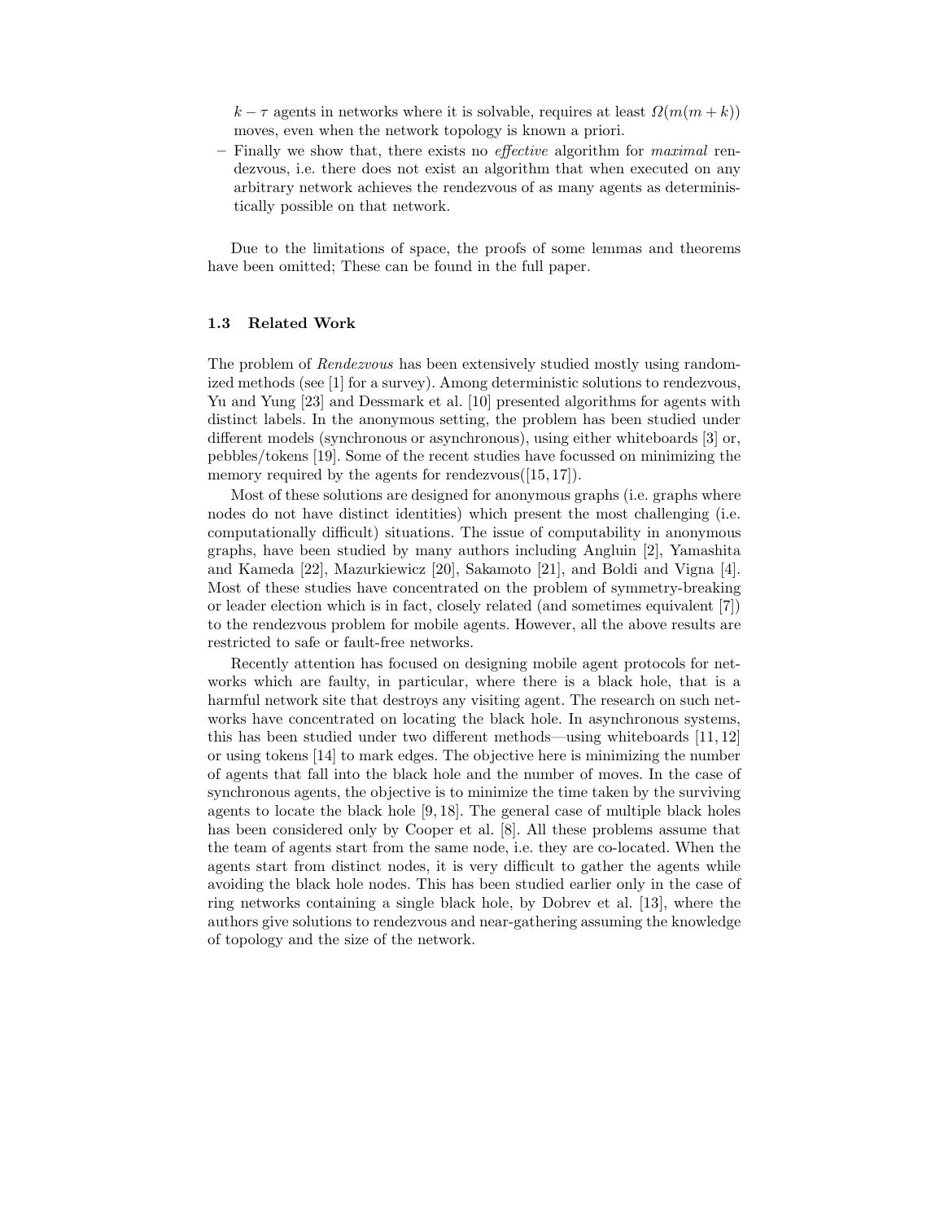$k - \tau$ agents in networks where it is solvable, requires at least $\Omega(m(m + k))$ moves, even when the network topology is known a priori.

- Finally we show that, there exists no *effective* algorithm for *maximal* rendezvous, i.e. there does not exist an algorithm that when executed on any arbitrary network achieves the rendezvous of as many agents as deterministically possible on that network.

Due to the limitations of space, the proofs of some lemmas and theorems have been omitted; These can be found in the full paper.

### 1.3 Related Work

The problem of *Rendezvous* has been extensively studied mostly using randomized methods (see [1] for a survey). Among deterministic solutions to rendezvous, Yu and Yung [23] and Dessmark et al. [10] presented algorithms for agents with distinct labels. In the anonymous setting, the problem has been studied under different models (synchronous or asynchronous), using either whiteboards [3] or, pebbles/tokens [19]. Some of the recent studies have focussed on minimizing the memory required by the agents for rendezvous([15, 17]).

Most of these solutions are designed for anonymous graphs (i.e. graphs where nodes do not have distinct identities) which present the most challenging (i.e. computationally difficult) situations. The issue of computability in anonymous graphs, have been studied by many authors including Angluin [2], Yamashita and Kameda [22], Mazurkiewicz [20], Sakamoto [21], and Boldi and Vigna [4]. Most of these studies have concentrated on the problem of symmetry-breaking or leader election which is in fact, closely related (and sometimes equivalent [7]) to the rendezvous problem for mobile agents. However, all the above results are restricted to safe or fault-free networks.

Recently attention has focused on designing mobile agent protocols for networks which are faulty, in particular, where there is a black hole, that is a harmful network site that destroys any visiting agent. The research on such networks have concentrated on locating the black hole. In asynchronous systems, this has been studied under two different methods—using whiteboards [11, 12] or using tokens [14] to mark edges. The objective here is minimizing the number of agents that fall into the black hole and the number of moves. In the case of synchronous agents, the objective is to minimize the time taken by the surviving agents to locate the black hole [9, 18]. The general case of multiple black holes has been considered only by Cooper et al. [8]. All these problems assume that the team of agents start from the same node, i.e. they are co-located. When the agents start from distinct nodes, it is very difficult to gather the agents while avoiding the black hole nodes. This has been studied earlier only in the case of ring networks containing a single black hole, by Dobrev et al. [13], where the authors give solutions to rendezvous and near-gathering assuming the knowledge of topology and the size of the network.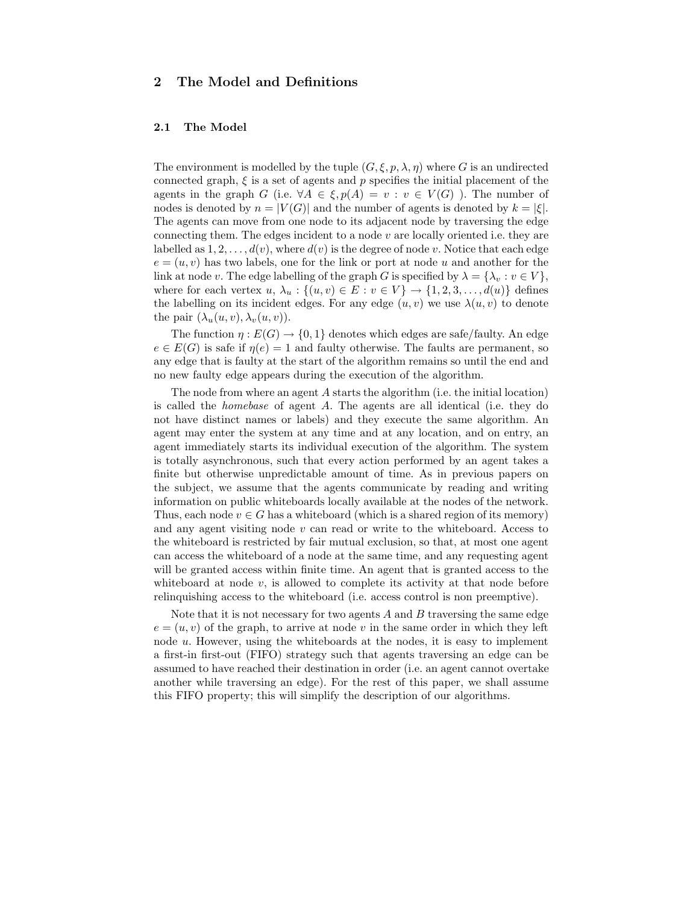## 2 The Model and Definitions

### 2.1 The Model

The environment is modelled by the tuple $(G, \xi, p, \lambda, \eta)$ where $G$ is an undirected connected graph, $\xi$ is a set of agents and $p$ specifies the initial placement of the agents in the graph $G$ (i.e. $\forall A \in \xi, p(A) = v : v \in V(G)$ ). The number of nodes is denoted by $n = |V(G)|$ and the number of agents is denoted by $k = |\xi|$. The agents can move from one node to its adjacent node by traversing the edge connecting them. The edges incident to a node $v$ are locally oriented i.e. they are labelled as $1, 2, \ldots, d(v)$, where $d(v)$ is the degree of node $v$. Notice that each edge $e = (u, v)$ has two labels, one for the link or port at node $u$ and another for the link at node $v$. The edge labelling of the graph $G$ is specified by $\lambda = \{\lambda_v : v \in V\}$, where for each vertex $u$, $\lambda_u : \{(u, v) \in E : v \in V\} \rightarrow \{1, 2, 3, \ldots, d(u)\}$ defines the labelling on its incident edges. For any edge $(u, v)$ we use $\lambda(u, v)$ to denote the pair $(\lambda_u(u, v), \lambda_v(u, v))$.

The function $\eta : E(G) \rightarrow \{0, 1\}$ denotes which edges are safe/faulty. An edge $e \in E(G)$ is safe if $\eta(e) = 1$ and faulty otherwise. The faults are permanent, so any edge that is faulty at the start of the algorithm remains so until the end and no new faulty edge appears during the execution of the algorithm.

The node from where an agent $A$ starts the algorithm (i.e. the initial location) is called the *homebase* of agent $A$. The agents are all identical (i.e. they do not have distinct names or labels) and they execute the same algorithm. An agent may enter the system at any time and at any location, and on entry, an agent immediately starts its individual execution of the algorithm. The system is totally asynchronous, such that every action performed by an agent takes a finite but otherwise unpredictable amount of time. As in previous papers on the subject, we assume that the agents communicate by reading and writing information on public whiteboards locally available at the nodes of the network. Thus, each node $v \in G$ has a whiteboard (which is a shared region of its memory) and any agent visiting node $v$ can read or write to the whiteboard. Access to the whiteboard is restricted by fair mutual exclusion, so that, at most one agent can access the whiteboard of a node at the same time, and any requesting agent will be granted access within finite time. An agent that is granted access to the whiteboard at node $v$, is allowed to complete its activity at that node before relinquishing access to the whiteboard (i.e. access control is non preemptive).

Note that it is not necessary for two agents $A$ and $B$ traversing the same edge $e = (u, v)$ of the graph, to arrive at node $v$ in the same order in which they left node $u$. However, using the whiteboards at the nodes, it is easy to implement a first-in first-out (FIFO) strategy such that agents traversing an edge can be assumed to have reached their destination in order (i.e. an agent cannot overtake another while traversing an edge). For the rest of this paper, we shall assume this FIFO property; this will simplify the description of our algorithms.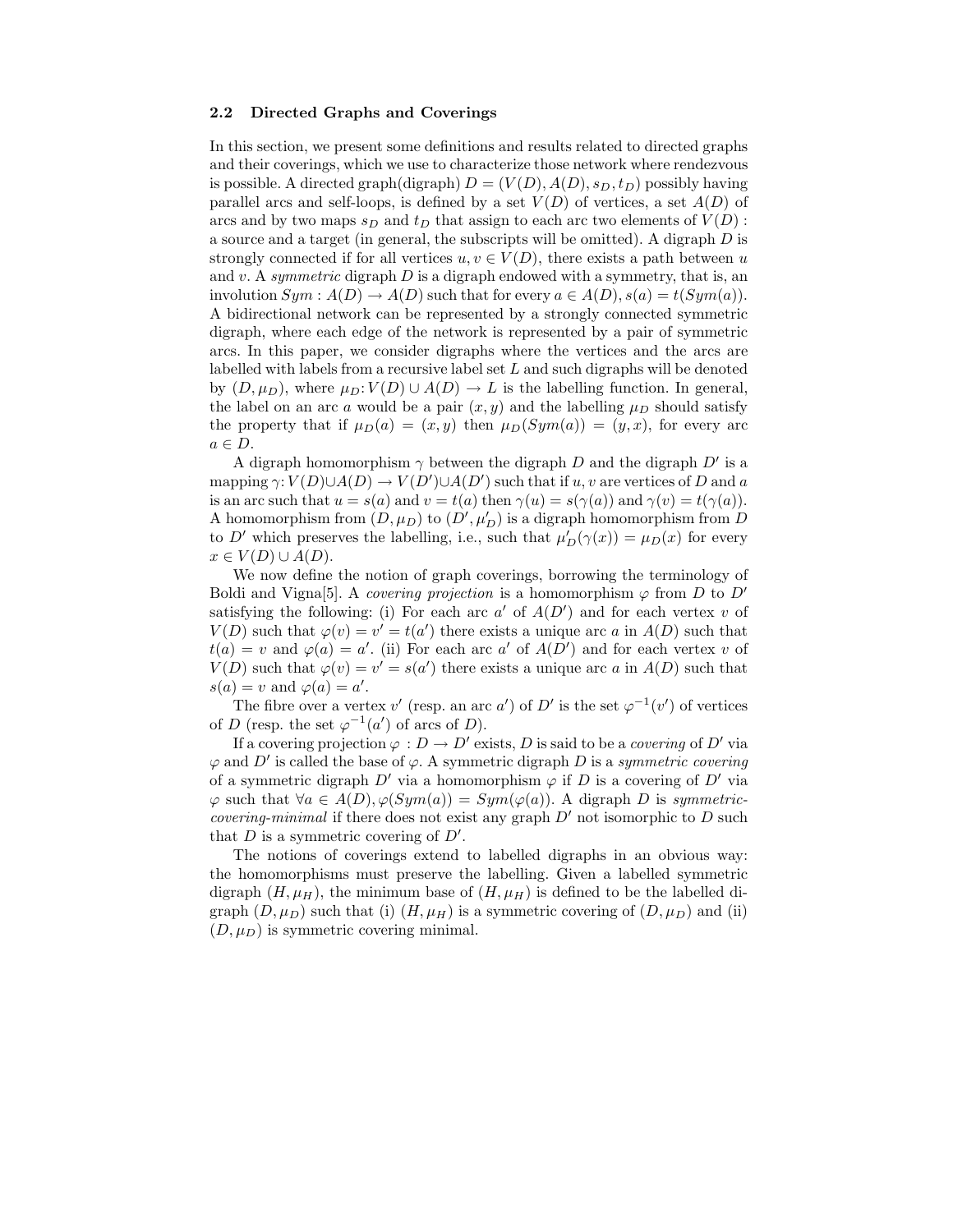### 2.2 Directed Graphs and Coverings

In this section, we present some definitions and results related to directed graphs and their coverings, which we use to characterize those network where rendezvous is possible. A directed graph(digraph) $D = (V(D), A(D), s_D, t_D)$ possibly having parallel arcs and self-loops, is defined by a set $V(D)$ of vertices, a set $A(D)$ of arcs and by two maps $s_D$ and $t_D$ that assign to each arc two elements of $V(D)$ : a source and a target (in general, the subscripts will be omitted). A digraph $D$ is strongly connected if for all vertices $u, v \in V(D)$, there exists a path between $u$ and $v$. A *symmetric* digraph $D$ is a digraph endowed with a symmetry, that is, an involution $Sym : A(D) \rightarrow A(D)$ such that for every $a \in A(D), s(a) = t(Sym(a))$. A bidirectional network can be represented by a strongly connected symmetric digraph, where each edge of the network is represented by a pair of symmetric arcs. In this paper, we consider digraphs where the vertices and the arcs are labelled with labels from a recursive label set $L$ and such digraphs will be denoted by $(D, \mu_D)$, where $\mu_D : V(D) \cup A(D) \rightarrow L$ is the labelling function. In general, the label on an arc $a$ would be a pair $(x, y)$ and the labelling $\mu_D$ should satisfy the property that if $\mu_D(a) = (x, y)$ then $\mu_D(Sym(a)) = (y, x)$, for every arc $a \in D$.

A digraph homomorphism $\gamma$ between the digraph $D$ and the digraph $D'$ is a mapping $\gamma : V(D) \cup A(D) \rightarrow V(D') \cup A(D')$ such that if $u, v$ are vertices of $D$ and $a$ is an arc such that $u = s(a)$ and $v = t(a)$ then $\gamma(u) = s(\gamma(a))$ and $\gamma(v) = t(\gamma(a))$. A homomorphism from $(D, \mu_D)$ to $(D', \mu'_D)$ is a digraph homomorphism from $D$ to $D'$ which preserves the labelling, i.e., such that $\mu'_D(\gamma(x)) = \mu_D(x)$ for every $x \in V(D) \cup A(D)$.

We now define the notion of graph coverings, borrowing the terminology of Boldi and Vigna[5]. A *covering projection* is a homomorphism $\varphi$ from $D$ to $D'$ satisfying the following: (i) For each arc $a'$ of $A(D')$ and for each vertex $v$ of $V(D)$ such that $\varphi(v) = v' = t(a')$ there exists a unique arc $a$ in $A(D)$ such that $t(a) = v$ and $\varphi(a) = a'$. (ii) For each arc $a'$ of $A(D')$ and for each vertex $v$ of $V(D)$ such that $\varphi(v) = v' = s(a')$ there exists a unique arc $a$ in $A(D)$ such that $s(a) = v$ and $\varphi(a) = a'$.

The fibre over a vertex $v'$ (resp. an arc $a'$) of $D'$ is the set $\varphi^{-1}(v')$ of vertices of $D$ (resp. the set $\varphi^{-1}(a')$ of arcs of $D$).

If a covering projection $\varphi : D \rightarrow D'$ exists, $D$ is said to be a *covering* of $D'$ via $\varphi$ and $D'$ is called the base of $\varphi$. A symmetric digraph $D$ is a *symmetric covering* of a symmetric digraph $D'$ via a homomorphism $\varphi$ if $D$ is a covering of $D'$ via $\varphi$ such that $\forall a \in A(D), \varphi(Sym(a)) = Sym(\varphi(a))$. A digraph $D$ is *symmetric-covering-minimal* if there does not exist any graph $D'$ not isomorphic to $D$ such that $D$ is a symmetric covering of $D'$.

The notions of coverings extend to labelled digraphs in an obvious way: the homomorphisms must preserve the labelling. Given a labelled symmetric digraph $(H, \mu_H)$, the minimum base of $(H, \mu_H)$ is defined to be the labelled digraph $(D, \mu_D)$ such that (i) $(H, \mu_H)$ is a symmetric covering of $(D, \mu_D)$ and (ii) $(D, \mu_D)$ is symmetric covering minimal.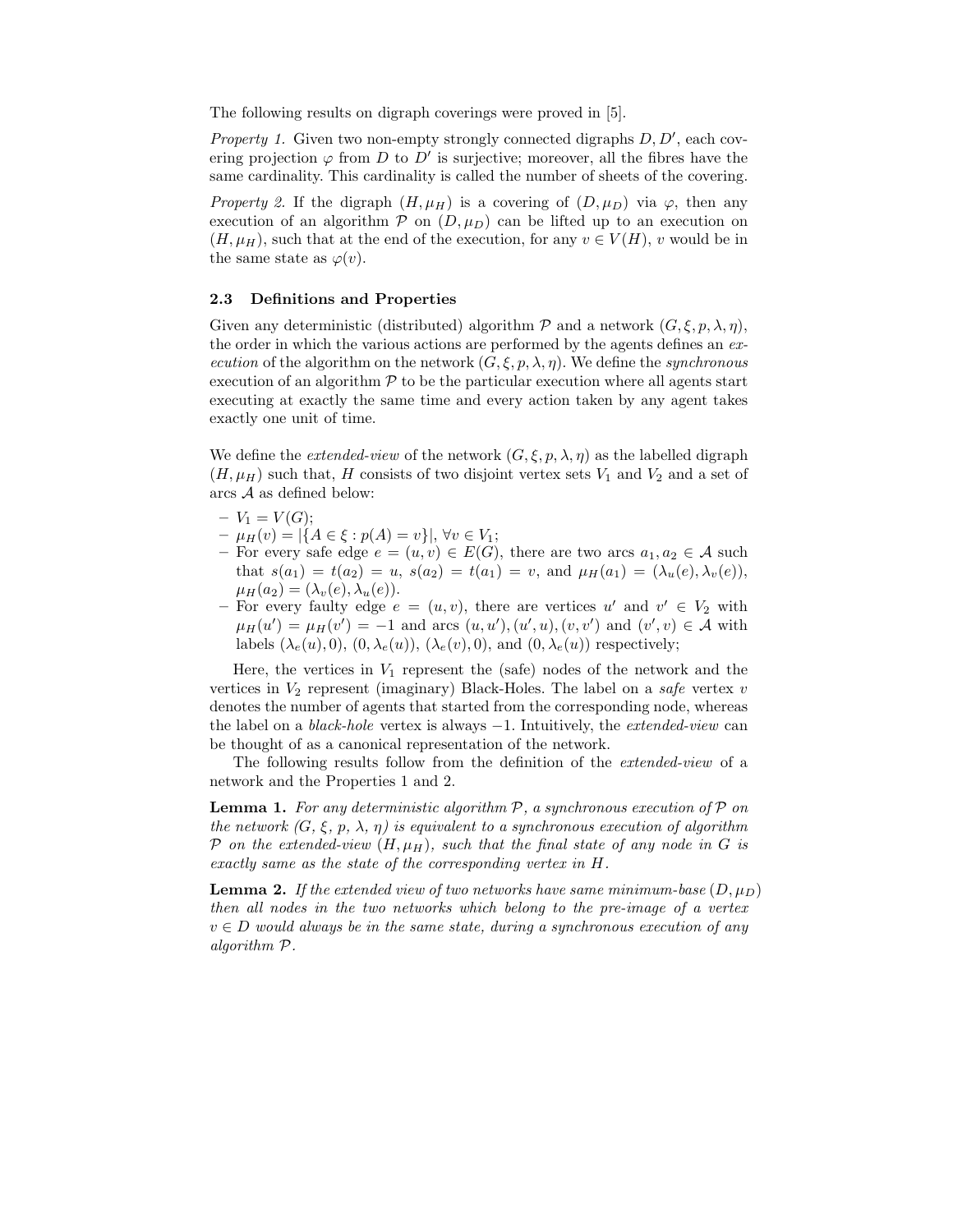The following results on digraph coverings were proved in [5].

*Property 1.* Given two non-empty strongly connected digraphs $D, D'$, each covering projection $\varphi$ from $D$ to $D'$ is surjective; moreover, all the fibres have the same cardinality. This cardinality is called the number of sheets of the covering.

*Property 2.* If the digraph $(H, \mu_H)$ is a covering of $(D, \mu_D)$ via $\varphi$, then any execution of an algorithm $\mathcal{P}$ on $(D, \mu_D)$ can be lifted up to an execution on $(H, \mu_H)$, such that at the end of the execution, for any $v \in V(H)$, $v$ would be in the same state as $\varphi(v)$.

### 2.3 Definitions and Properties

Given any deterministic (distributed) algorithm $\mathcal{P}$ and a network $(G, \xi, p, \lambda, \eta)$, the order in which the various actions are performed by the agents defines an *execution* of the algorithm on the network $(G, \xi, p, \lambda, \eta)$. We define the *synchronous* execution of an algorithm $\mathcal{P}$ to be the particular execution where all agents start executing at exactly the same time and every action taken by any agent takes exactly one unit of time.

We define the *extended-view* of the network $(G, \xi, p, \lambda, \eta)$ as the labelled digraph $(H, \mu_H)$ such that, $H$ consists of two disjoint vertex sets $V_1$ and $V_2$ and a set of arcs $\mathcal{A}$ as defined below:

- $V_1 = V(G)$;
- $\mu_H(v) = |\{A \in \xi : p(A) = v\}|, \forall v \in V_1$;
- For every safe edge $e = (u, v) \in E(G)$, there are two arcs $a_1, a_2 \in \mathcal{A}$ such that $s(a_1) = t(a_2) = u$, $s(a_2) = t(a_1) = v$, and $\mu_H(a_1) = (\lambda_u(e), \lambda_v(e))$, $\mu_H(a_2) = (\lambda_v(e), \lambda_u(e))$.
- For every faulty edge $e = (u, v)$, there are vertices $u'$ and $v' \in V_2$ with $\mu_H(u') = \mu_H(v') = -1$ and arcs $(u, u'), (u', u), (v, v')$ and $(v', v) \in \mathcal{A}$ with labels $(\lambda_e(u), 0)$, $(0, \lambda_e(u))$, $(\lambda_e(v), 0)$, and $(0, \lambda_e(u))$ respectively;

Here, the vertices in $V_1$ represent the (safe) nodes of the network and the vertices in $V_2$ represent (imaginary) Black-Holes. The label on a *safe* vertex $v$ denotes the number of agents that started from the corresponding node, whereas the label on a *black-hole* vertex is always $-1$. Intuitively, the *extended-view* can be thought of as a canonical representation of the network.

The following results follow from the definition of the *extended-view* of a network and the Properties 1 and 2.

**Lemma 1.** *For any deterministic algorithm $\mathcal{P}$, a synchronous execution of $\mathcal{P}$ on the network $(G, \xi, p, \lambda, \eta)$ is equivalent to a synchronous execution of algorithm $\mathcal{P}$ on the extended-view $(H, \mu_H)$, such that the final state of any node in $G$ is exactly same as the state of the corresponding vertex in $H$.*

**Lemma 2.** *If the extended view of two networks have same minimum-base $(D, \mu_D)$ then all nodes in the two networks which belong to the pre-image of a vertex $v \in D$ would always be in the same state, during a synchronous execution of any algorithm $\mathcal{P}$.*